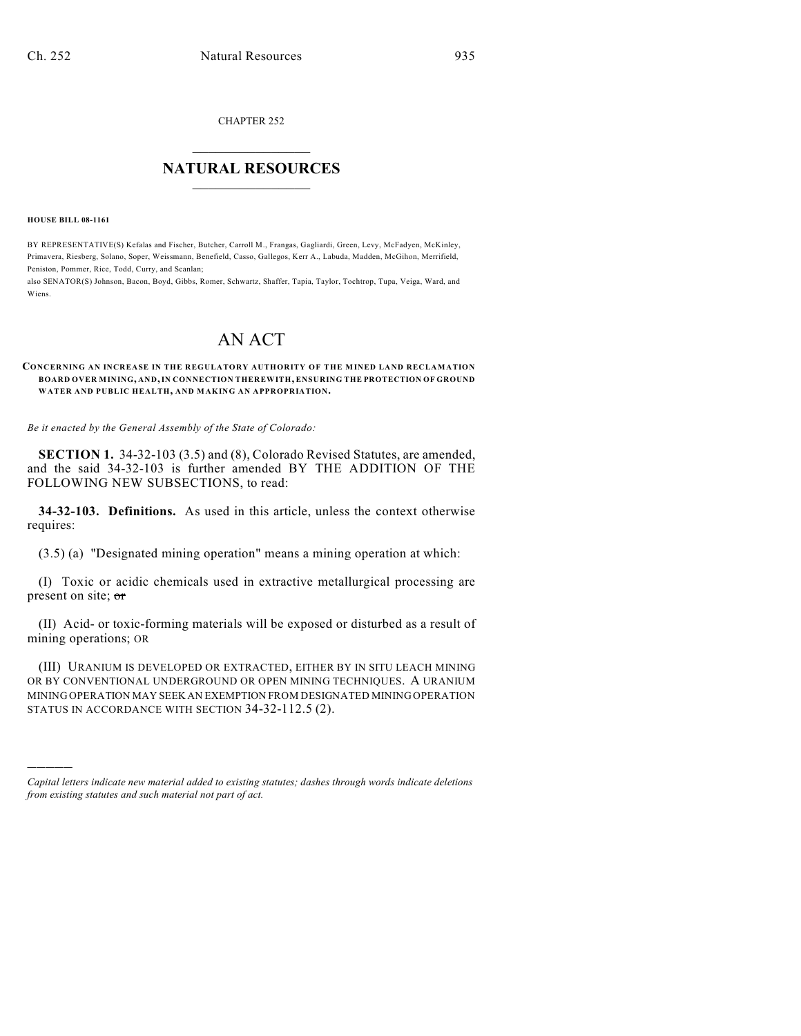CHAPTER 252

# NATURAL RESOURCES

**HOUSE BILL 08-1161**

BY REPRESENTATIVE(S) Kefalas and Fischer, Butcher, Carroll M., Frangas, Gagliardi, Green, Levy, McFadyen, McKinley, Primavera, Riesberg, Solano, Soper, Weissmann, Benefield, Casso, Gallegos, Kerr A., Labuda, Madden, McGihon, Merrifield, Peniston, Pommer, Rice, Todd, Curry, and Scanlan;
also SENATOR(S) Johnson, Bacon, Boyd, Gibbs, Romer, Schwartz, Shaffer, Tapia, Taylor, Tochtrop, Tupa, Veiga, Ward, and Wiens.

# AN ACT

**CONCERNING AN INCREASE IN THE REGULATORY AUTHORITY OF THE MINED LAND RECLAMATION BOARD OVER MINING, AND, IN CONNECTION THEREWITH, ENSURING THE PROTECTION OF GROUND WATER AND PUBLIC HEALTH, AND MAKING AN APPROPRIATION.**

*Be it enacted by the General Assembly of the State of Colorado:*

**SECTION 1.** 34-32-103 (3.5) and (8), Colorado Revised Statutes, are amended, and the said 34-32-103 is further amended BY THE ADDITION OF THE FOLLOWING NEW SUBSECTIONS, to read:

**34-32-103. Definitions.** As used in this article, unless the context otherwise requires:

(3.5) (a) "Designated mining operation" means a mining operation at which:

(I) Toxic or acidic chemicals used in extractive metallurgical processing are present on site; ~~or~~

(II) Acid- or toxic-forming materials will be exposed or disturbed as a result of mining operations; OR

(III) URANIUM IS DEVELOPED OR EXTRACTED, EITHER BY IN SITU LEACH MINING OR BY CONVENTIONAL UNDERGROUND OR OPEN MINING TECHNIQUES. A URANIUM MINING OPERATION MAY SEEK AN EXEMPTION FROM DESIGNATED MINING OPERATION STATUS IN ACCORDANCE WITH SECTION 34-32-112.5 (2).

---

*Capital letters indicate new material added to existing statutes; dashes through words indicate deletions from existing statutes and such material not part of act.*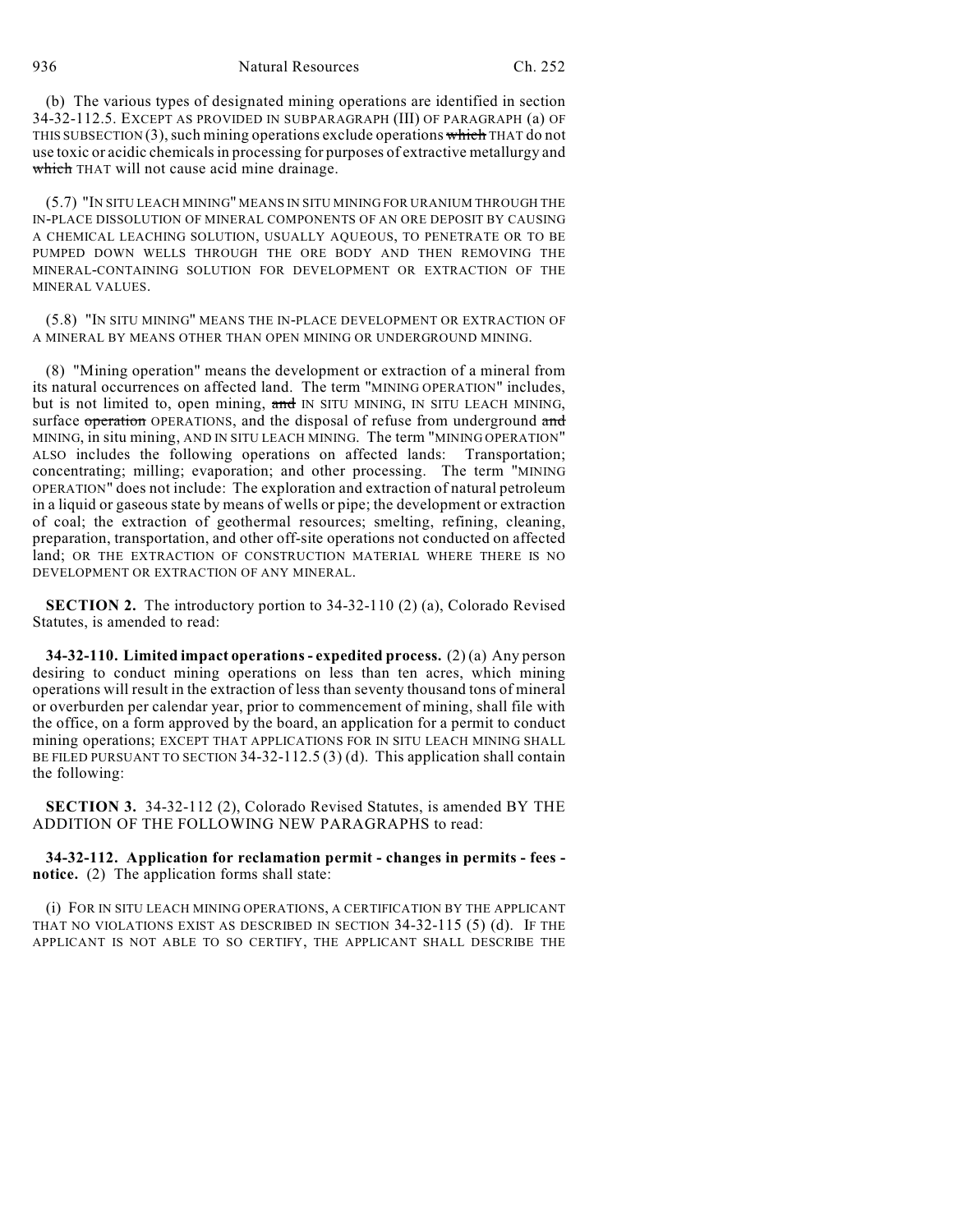(b) The various types of designated mining operations are identified in section 34-32-112.5. EXCEPT AS PROVIDED IN SUBPARAGRAPH (III) OF PARAGRAPH (a) OF THIS SUBSECTION (3), such mining operations exclude operations ~~which~~ THAT do not use toxic or acidic chemicals in processing for purposes of extractive metallurgy and ~~which~~ THAT will not cause acid mine drainage.

(5.7) "IN SITU LEACH MINING" MEANS IN SITU MINING FOR URANIUM THROUGH THE IN-PLACE DISSOLUTION OF MINERAL COMPONENTS OF AN ORE DEPOSIT BY CAUSING A CHEMICAL LEACHING SOLUTION, USUALLY AQUEOUS, TO PENETRATE OR TO BE PUMPED DOWN WELLS THROUGH THE ORE BODY AND THEN REMOVING THE MINERAL-CONTAINING SOLUTION FOR DEVELOPMENT OR EXTRACTION OF THE MINERAL VALUES.

(5.8) "IN SITU MINING" MEANS THE IN-PLACE DEVELOPMENT OR EXTRACTION OF A MINERAL BY MEANS OTHER THAN OPEN MINING OR UNDERGROUND MINING.

(8) "Mining operation" means the development or extraction of a mineral from its natural occurrences on affected land. The term "MINING OPERATION" includes, but is not limited to, open mining, ~~and~~ IN SITU MINING, IN SITU LEACH MINING, surface ~~operation~~ OPERATIONS, and the disposal of refuse from underground ~~and~~ MINING, in situ mining, AND IN SITU LEACH MINING. The term "MINING OPERATION" ALSO includes the following operations on affected lands: Transportation; concentrating; milling; evaporation; and other processing. The term "MINING OPERATION" does not include: The exploration and extraction of natural petroleum in a liquid or gaseous state by means of wells or pipe; the development or extraction of coal; the extraction of geothermal resources; smelting, refining, cleaning, preparation, transportation, and other off-site operations not conducted on affected land; OR THE EXTRACTION OF CONSTRUCTION MATERIAL WHERE THERE IS NO DEVELOPMENT OR EXTRACTION OF ANY MINERAL.

**SECTION 2.** The introductory portion to 34-32-110 (2) (a), Colorado Revised Statutes, is amended to read:

**34-32-110. Limited impact operations - expedited process.** (2) (a) Any person desiring to conduct mining operations on less than ten acres, which mining operations will result in the extraction of less than seventy thousand tons of mineral or overburden per calendar year, prior to commencement of mining, shall file with the office, on a form approved by the board, an application for a permit to conduct mining operations; EXCEPT THAT APPLICATIONS FOR IN SITU LEACH MINING SHALL BE FILED PURSUANT TO SECTION 34-32-112.5 (3) (d). This application shall contain the following:

**SECTION 3.** 34-32-112 (2), Colorado Revised Statutes, is amended BY THE ADDITION OF THE FOLLOWING NEW PARAGRAPHS to read:

**34-32-112. Application for reclamation permit - changes in permits - fees - notice.** (2) The application forms shall state:

(i) FOR IN SITU LEACH MINING OPERATIONS, A CERTIFICATION BY THE APPLICANT THAT NO VIOLATIONS EXIST AS DESCRIBED IN SECTION 34-32-115 (5) (d). IF THE APPLICANT IS NOT ABLE TO SO CERTIFY, THE APPLICANT SHALL DESCRIBE THE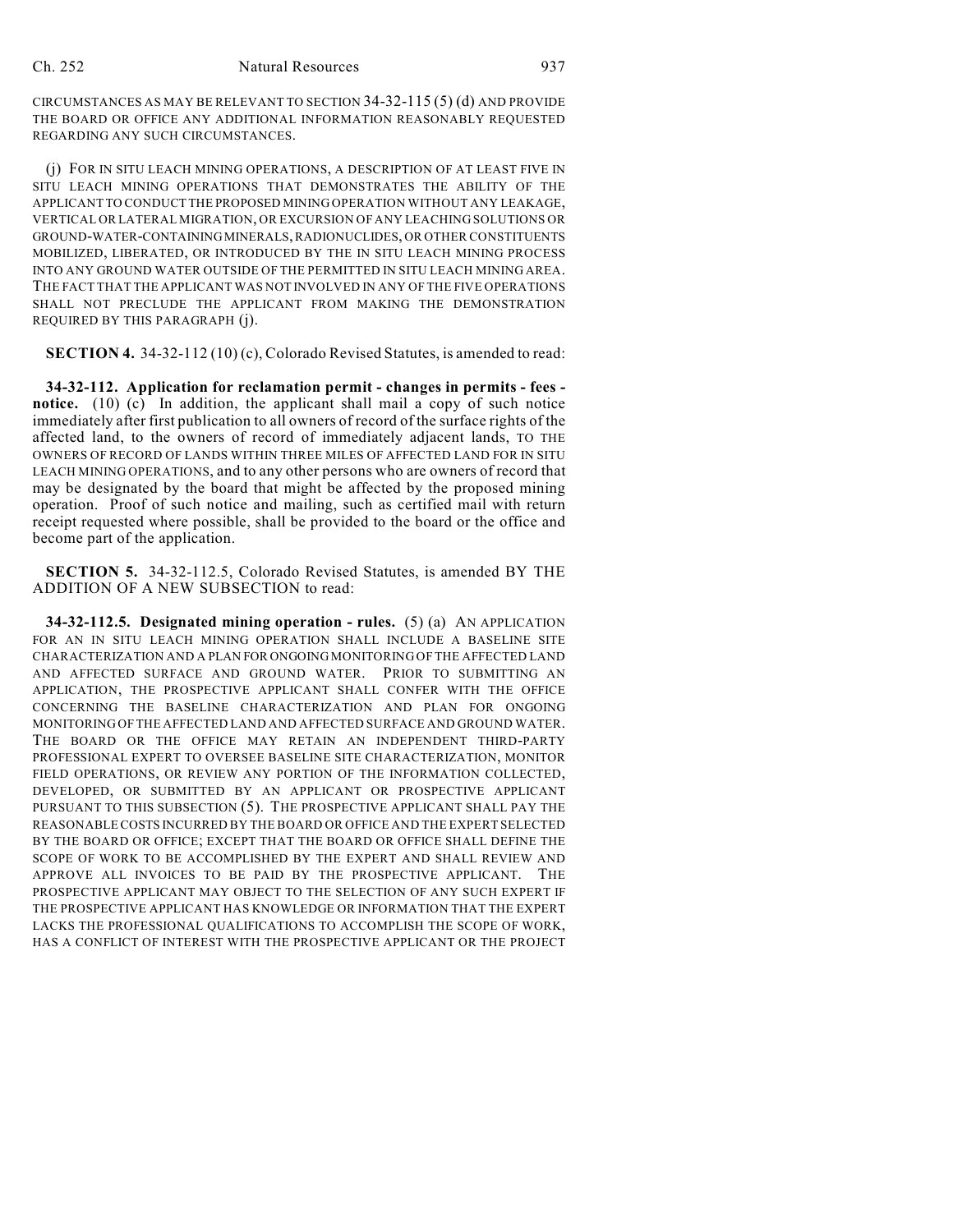CIRCUMSTANCES AS MAY BE RELEVANT TO SECTION 34-32-115 (5) (d) AND PROVIDE THE BOARD OR OFFICE ANY ADDITIONAL INFORMATION REASONABLY REQUESTED REGARDING ANY SUCH CIRCUMSTANCES.

(j) FOR IN SITU LEACH MINING OPERATIONS, A DESCRIPTION OF AT LEAST FIVE IN SITU LEACH MINING OPERATIONS THAT DEMONSTRATES THE ABILITY OF THE APPLICANT TO CONDUCT THE PROPOSED MINING OPERATION WITHOUT ANY LEAKAGE, VERTICAL OR LATERAL MIGRATION, OR EXCURSION OF ANY LEACHING SOLUTIONS OR GROUND-WATER-CONTAINING MINERALS, RADIONUCLIDES, OR OTHER CONSTITUENTS MOBILIZED, LIBERATED, OR INTRODUCED BY THE IN SITU LEACH MINING PROCESS INTO ANY GROUND WATER OUTSIDE OF THE PERMITTED IN SITU LEACH MINING AREA. THE FACT THAT THE APPLICANT WAS NOT INVOLVED IN ANY OF THE FIVE OPERATIONS SHALL NOT PRECLUDE THE APPLICANT FROM MAKING THE DEMONSTRATION REQUIRED BY THIS PARAGRAPH (j).

**SECTION 4.** 34-32-112 (10) (c), Colorado Revised Statutes, is amended to read:

**34-32-112. Application for reclamation permit - changes in permits - fees - notice.** (10) (c) In addition, the applicant shall mail a copy of such notice immediately after first publication to all owners of record of the surface rights of the affected land, to the owners of record of immediately adjacent lands, TO THE OWNERS OF RECORD OF LANDS WITHIN THREE MILES OF AFFECTED LAND FOR IN SITU LEACH MINING OPERATIONS, and to any other persons who are owners of record that may be designated by the board that might be affected by the proposed mining operation. Proof of such notice and mailing, such as certified mail with return receipt requested where possible, shall be provided to the board or the office and become part of the application.

**SECTION 5.** 34-32-112.5, Colorado Revised Statutes, is amended BY THE ADDITION OF A NEW SUBSECTION to read:

**34-32-112.5. Designated mining operation - rules.** (5) (a) AN APPLICATION FOR AN IN SITU LEACH MINING OPERATION SHALL INCLUDE A BASELINE SITE CHARACTERIZATION AND A PLAN FOR ONGOING MONITORING OF THE AFFECTED LAND AND AFFECTED SURFACE AND GROUND WATER. PRIOR TO SUBMITTING AN APPLICATION, THE PROSPECTIVE APPLICANT SHALL CONFER WITH THE OFFICE CONCERNING THE BASELINE CHARACTERIZATION AND PLAN FOR ONGOING MONITORING OF THE AFFECTED LAND AND AFFECTED SURFACE AND GROUND WATER. THE BOARD OR THE OFFICE MAY RETAIN AN INDEPENDENT THIRD-PARTY PROFESSIONAL EXPERT TO OVERSEE BASELINE SITE CHARACTERIZATION, MONITOR FIELD OPERATIONS, OR REVIEW ANY PORTION OF THE INFORMATION COLLECTED, DEVELOPED, OR SUBMITTED BY AN APPLICANT OR PROSPECTIVE APPLICANT PURSUANT TO THIS SUBSECTION (5). THE PROSPECTIVE APPLICANT SHALL PAY THE REASONABLE COSTS INCURRED BY THE BOARD OR OFFICE AND THE EXPERT SELECTED BY THE BOARD OR OFFICE; EXCEPT THAT THE BOARD OR OFFICE SHALL DEFINE THE SCOPE OF WORK TO BE ACCOMPLISHED BY THE EXPERT AND SHALL REVIEW AND APPROVE ALL INVOICES TO BE PAID BY THE PROSPECTIVE APPLICANT. THE PROSPECTIVE APPLICANT MAY OBJECT TO THE SELECTION OF ANY SUCH EXPERT IF THE PROSPECTIVE APPLICANT HAS KNOWLEDGE OR INFORMATION THAT THE EXPERT LACKS THE PROFESSIONAL QUALIFICATIONS TO ACCOMPLISH THE SCOPE OF WORK, HAS A CONFLICT OF INTEREST WITH THE PROSPECTIVE APPLICANT OR THE PROJECT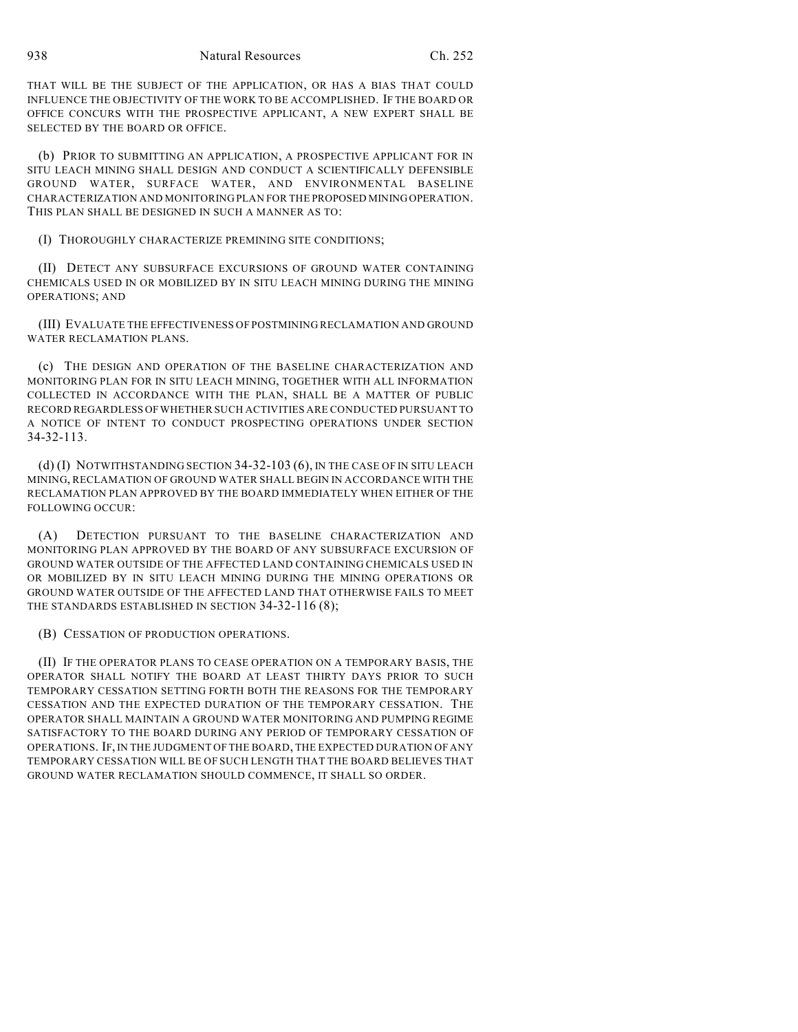THAT WILL BE THE SUBJECT OF THE APPLICATION, OR HAS A BIAS THAT COULD INFLUENCE THE OBJECTIVITY OF THE WORK TO BE ACCOMPLISHED. IF THE BOARD OR OFFICE CONCURS WITH THE PROSPECTIVE APPLICANT, A NEW EXPERT SHALL BE SELECTED BY THE BOARD OR OFFICE.

(b) PRIOR TO SUBMITTING AN APPLICATION, A PROSPECTIVE APPLICANT FOR IN SITU LEACH MINING SHALL DESIGN AND CONDUCT A SCIENTIFICALLY DEFENSIBLE GROUND WATER, SURFACE WATER, AND ENVIRONMENTAL BASELINE CHARACTERIZATION AND MONITORING PLAN FOR THE PROPOSED MINING OPERATION. THIS PLAN SHALL BE DESIGNED IN SUCH A MANNER AS TO:

(I) THOROUGHLY CHARACTERIZE PREMINING SITE CONDITIONS;

(II) DETECT ANY SUBSURFACE EXCURSIONS OF GROUND WATER CONTAINING CHEMICALS USED IN OR MOBILIZED BY IN SITU LEACH MINING DURING THE MINING OPERATIONS; AND

(III) EVALUATE THE EFFECTIVENESS OF POSTMINING RECLAMATION AND GROUND WATER RECLAMATION PLANS.

(c) THE DESIGN AND OPERATION OF THE BASELINE CHARACTERIZATION AND MONITORING PLAN FOR IN SITU LEACH MINING, TOGETHER WITH ALL INFORMATION COLLECTED IN ACCORDANCE WITH THE PLAN, SHALL BE A MATTER OF PUBLIC RECORD REGARDLESS OF WHETHER SUCH ACTIVITIES ARE CONDUCTED PURSUANT TO A NOTICE OF INTENT TO CONDUCT PROSPECTING OPERATIONS UNDER SECTION 34-32-113.

(d) (I) NOTWITHSTANDING SECTION 34-32-103 (6), IN THE CASE OF IN SITU LEACH MINING, RECLAMATION OF GROUND WATER SHALL BEGIN IN ACCORDANCE WITH THE RECLAMATION PLAN APPROVED BY THE BOARD IMMEDIATELY WHEN EITHER OF THE FOLLOWING OCCUR:

(A) DETECTION PURSUANT TO THE BASELINE CHARACTERIZATION AND MONITORING PLAN APPROVED BY THE BOARD OF ANY SUBSURFACE EXCURSION OF GROUND WATER OUTSIDE OF THE AFFECTED LAND CONTAINING CHEMICALS USED IN OR MOBILIZED BY IN SITU LEACH MINING DURING THE MINING OPERATIONS OR GROUND WATER OUTSIDE OF THE AFFECTED LAND THAT OTHERWISE FAILS TO MEET THE STANDARDS ESTABLISHED IN SECTION 34-32-116 (8);

(B) CESSATION OF PRODUCTION OPERATIONS.

(II) IF THE OPERATOR PLANS TO CEASE OPERATION ON A TEMPORARY BASIS, THE OPERATOR SHALL NOTIFY THE BOARD AT LEAST THIRTY DAYS PRIOR TO SUCH TEMPORARY CESSATION SETTING FORTH BOTH THE REASONS FOR THE TEMPORARY CESSATION AND THE EXPECTED DURATION OF THE TEMPORARY CESSATION. THE OPERATOR SHALL MAINTAIN A GROUND WATER MONITORING AND PUMPING REGIME SATISFACTORY TO THE BOARD DURING ANY PERIOD OF TEMPORARY CESSATION OF OPERATIONS. IF, IN THE JUDGMENT OF THE BOARD, THE EXPECTED DURATION OF ANY TEMPORARY CESSATION WILL BE OF SUCH LENGTH THAT THE BOARD BELIEVES THAT GROUND WATER RECLAMATION SHOULD COMMENCE, IT SHALL SO ORDER.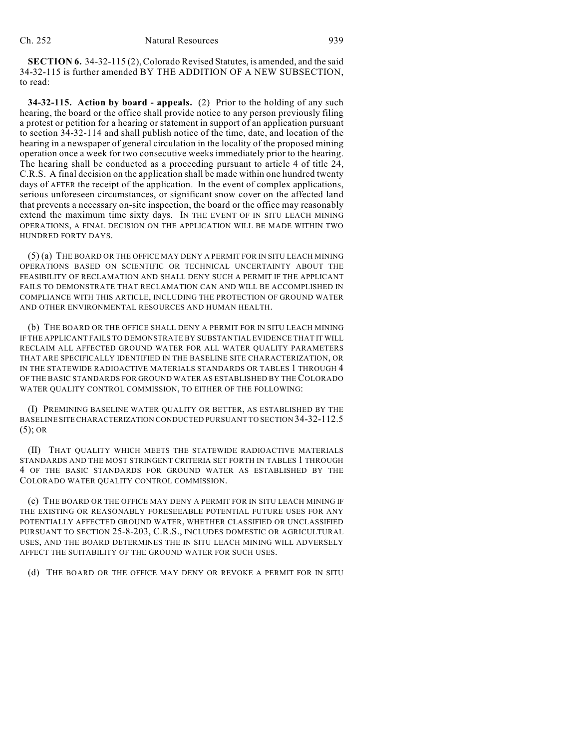**SECTION 6.** 34-32-115 (2), Colorado Revised Statutes, is amended, and the said 34-32-115 is further amended BY THE ADDITION OF A NEW SUBSECTION, to read:

**34-32-115. Action by board - appeals.** (2) Prior to the holding of any such hearing, the board or the office shall provide notice to any person previously filing a protest or petition for a hearing or statement in support of an application pursuant to section 34-32-114 and shall publish notice of the time, date, and location of the hearing in a newspaper of general circulation in the locality of the proposed mining operation once a week for two consecutive weeks immediately prior to the hearing. The hearing shall be conducted as a proceeding pursuant to article 4 of title 24, C.R.S. A final decision on the application shall be made within one hundred twenty days ~~of~~ AFTER the receipt of the application. In the event of complex applications, serious unforeseen circumstances, or significant snow cover on the affected land that prevents a necessary on-site inspection, the board or the office may reasonably extend the maximum time sixty days. IN THE EVENT OF IN SITU LEACH MINING OPERATIONS, A FINAL DECISION ON THE APPLICATION WILL BE MADE WITHIN TWO HUNDRED FORTY DAYS.

(5) (a) THE BOARD OR THE OFFICE MAY DENY A PERMIT FOR IN SITU LEACH MINING OPERATIONS BASED ON SCIENTIFIC OR TECHNICAL UNCERTAINTY ABOUT THE FEASIBILITY OF RECLAMATION AND SHALL DENY SUCH A PERMIT IF THE APPLICANT FAILS TO DEMONSTRATE THAT RECLAMATION CAN AND WILL BE ACCOMPLISHED IN COMPLIANCE WITH THIS ARTICLE, INCLUDING THE PROTECTION OF GROUND WATER AND OTHER ENVIRONMENTAL RESOURCES AND HUMAN HEALTH.

(b) THE BOARD OR THE OFFICE SHALL DENY A PERMIT FOR IN SITU LEACH MINING IF THE APPLICANT FAILS TO DEMONSTRATE BY SUBSTANTIAL EVIDENCE THAT IT WILL RECLAIM ALL AFFECTED GROUND WATER FOR ALL WATER QUALITY PARAMETERS THAT ARE SPECIFICALLY IDENTIFIED IN THE BASELINE SITE CHARACTERIZATION, OR IN THE STATEWIDE RADIOACTIVE MATERIALS STANDARDS OR TABLES 1 THROUGH 4 OF THE BASIC STANDARDS FOR GROUND WATER AS ESTABLISHED BY THE COLORADO WATER QUALITY CONTROL COMMISSION, TO EITHER OF THE FOLLOWING:

(I) PREMINING BASELINE WATER QUALITY OR BETTER, AS ESTABLISHED BY THE BASELINE SITE CHARACTERIZATION CONDUCTED PURSUANT TO SECTION 34-32-112.5 (5); OR

(II) THAT QUALITY WHICH MEETS THE STATEWIDE RADIOACTIVE MATERIALS STANDARDS AND THE MOST STRINGENT CRITERIA SET FORTH IN TABLES 1 THROUGH 4 OF THE BASIC STANDARDS FOR GROUND WATER AS ESTABLISHED BY THE COLORADO WATER QUALITY CONTROL COMMISSION.

(c) THE BOARD OR THE OFFICE MAY DENY A PERMIT FOR IN SITU LEACH MINING IF THE EXISTING OR REASONABLY FORESEEABLE POTENTIAL FUTURE USES FOR ANY POTENTIALLY AFFECTED GROUND WATER, WHETHER CLASSIFIED OR UNCLASSIFIED PURSUANT TO SECTION 25-8-203, C.R.S., INCLUDES DOMESTIC OR AGRICULTURAL USES, AND THE BOARD DETERMINES THE IN SITU LEACH MINING WILL ADVERSELY AFFECT THE SUITABILITY OF THE GROUND WATER FOR SUCH USES.

(d) THE BOARD OR THE OFFICE MAY DENY OR REVOKE A PERMIT FOR IN SITU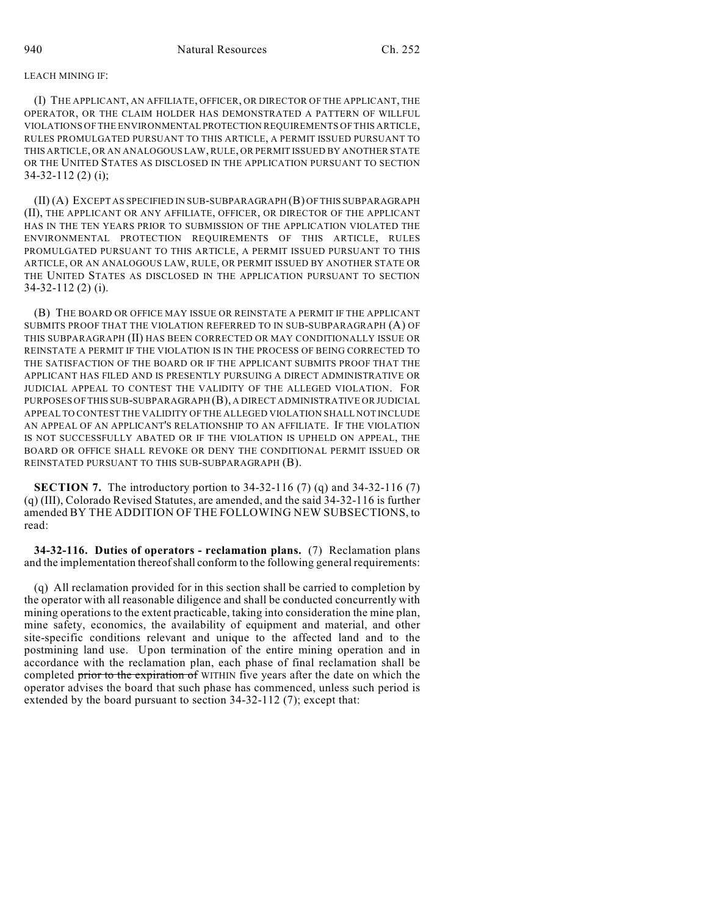LEACH MINING IF:

(I) THE APPLICANT, AN AFFILIATE, OFFICER, OR DIRECTOR OF THE APPLICANT, THE OPERATOR, OR THE CLAIM HOLDER HAS DEMONSTRATED A PATTERN OF WILLFUL VIOLATIONS OF THE ENVIRONMENTAL PROTECTION REQUIREMENTS OF THIS ARTICLE, RULES PROMULGATED PURSUANT TO THIS ARTICLE, A PERMIT ISSUED PURSUANT TO THIS ARTICLE, OR AN ANALOGOUS LAW, RULE, OR PERMIT ISSUED BY ANOTHER STATE OR THE UNITED STATES AS DISCLOSED IN THE APPLICATION PURSUANT TO SECTION 34-32-112 (2) (i);

(II) (A) EXCEPT AS SPECIFIED IN SUB-SUBPARAGRAPH (B) OF THIS SUBPARAGRAPH (II), THE APPLICANT OR ANY AFFILIATE, OFFICER, OR DIRECTOR OF THE APPLICANT HAS IN THE TEN YEARS PRIOR TO SUBMISSION OF THE APPLICATION VIOLATED THE ENVIRONMENTAL PROTECTION REQUIREMENTS OF THIS ARTICLE, RULES PROMULGATED PURSUANT TO THIS ARTICLE, A PERMIT ISSUED PURSUANT TO THIS ARTICLE, OR AN ANALOGOUS LAW, RULE, OR PERMIT ISSUED BY ANOTHER STATE OR THE UNITED STATES AS DISCLOSED IN THE APPLICATION PURSUANT TO SECTION 34-32-112 (2) (i).

(B) THE BOARD OR OFFICE MAY ISSUE OR REINSTATE A PERMIT IF THE APPLICANT SUBMITS PROOF THAT THE VIOLATION REFERRED TO IN SUB-SUBPARAGRAPH (A) OF THIS SUBPARAGRAPH (II) HAS BEEN CORRECTED OR MAY CONDITIONALLY ISSUE OR REINSTATE A PERMIT IF THE VIOLATION IS IN THE PROCESS OF BEING CORRECTED TO THE SATISFACTION OF THE BOARD OR IF THE APPLICANT SUBMITS PROOF THAT THE APPLICANT HAS FILED AND IS PRESENTLY PURSUING A DIRECT ADMINISTRATIVE OR JUDICIAL APPEAL TO CONTEST THE VALIDITY OF THE ALLEGED VIOLATION. FOR PURPOSES OF THIS SUB-SUBPARAGRAPH (B), A DIRECT ADMINISTRATIVE OR JUDICIAL APPEAL TO CONTEST THE VALIDITY OF THE ALLEGED VIOLATION SHALL NOT INCLUDE AN APPEAL OF AN APPLICANT'S RELATIONSHIP TO AN AFFILIATE. IF THE VIOLATION IS NOT SUCCESSFULLY ABATED OR IF THE VIOLATION IS UPHELD ON APPEAL, THE BOARD OR OFFICE SHALL REVOKE OR DENY THE CONDITIONAL PERMIT ISSUED OR REINSTATED PURSUANT TO THIS SUB-SUBPARAGRAPH (B).

**SECTION 7.** The introductory portion to 34-32-116 (7) (q) and 34-32-116 (7) (q) (III), Colorado Revised Statutes, are amended, and the said 34-32-116 is further amended BY THE ADDITION OF THE FOLLOWING NEW SUBSECTIONS, to read:

**34-32-116. Duties of operators - reclamation plans.** (7) Reclamation plans and the implementation thereof shall conform to the following general requirements:

(q) All reclamation provided for in this section shall be carried to completion by the operator with all reasonable diligence and shall be conducted concurrently with mining operations to the extent practicable, taking into consideration the mine plan, mine safety, economics, the availability of equipment and material, and other site-specific conditions relevant and unique to the affected land and to the postmining land use. Upon termination of the entire mining operation and in accordance with the reclamation plan, each phase of final reclamation shall be completed ~~prior to the expiration of~~ WITHIN five years after the date on which the operator advises the board that such phase has commenced, unless such period is extended by the board pursuant to section 34-32-112 (7); except that: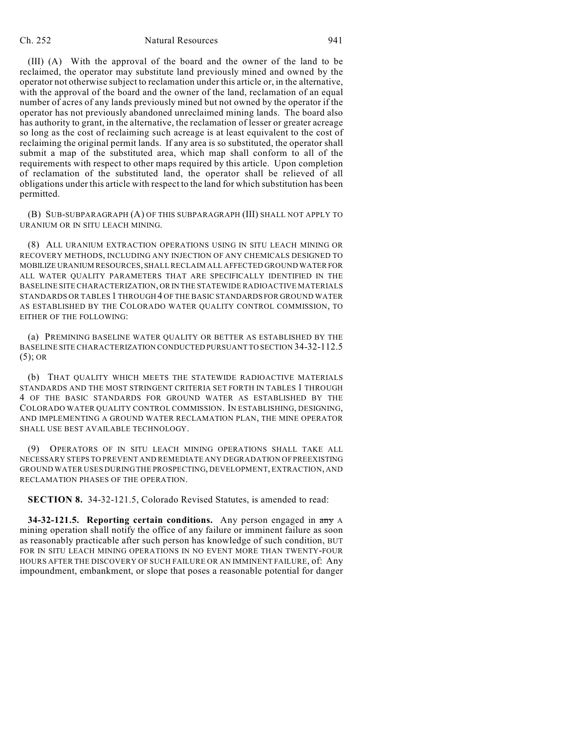(III) (A) With the approval of the board and the owner of the land to be reclaimed, the operator may substitute land previously mined and owned by the operator not otherwise subject to reclamation under this article or, in the alternative, with the approval of the board and the owner of the land, reclamation of an equal number of acres of any lands previously mined but not owned by the operator if the operator has not previously abandoned unreclaimed mining lands. The board also has authority to grant, in the alternative, the reclamation of lesser or greater acreage so long as the cost of reclaiming such acreage is at least equivalent to the cost of reclaiming the original permit lands. If any area is so substituted, the operator shall submit a map of the substituted area, which map shall conform to all of the requirements with respect to other maps required by this article. Upon completion of reclamation of the substituted land, the operator shall be relieved of all obligations under this article with respect to the land for which substitution has been permitted.

(B) SUB-SUBPARAGRAPH (A) OF THIS SUBPARAGRAPH (III) SHALL NOT APPLY TO URANIUM OR IN SITU LEACH MINING.

(8) ALL URANIUM EXTRACTION OPERATIONS USING IN SITU LEACH MINING OR RECOVERY METHODS, INCLUDING ANY INJECTION OF ANY CHEMICALS DESIGNED TO MOBILIZE URANIUM RESOURCES, SHALL RECLAIM ALL AFFECTED GROUND WATER FOR ALL WATER QUALITY PARAMETERS THAT ARE SPECIFICALLY IDENTIFIED IN THE BASELINE SITE CHARACTERIZATION, OR IN THE STATEWIDE RADIOACTIVE MATERIALS STANDARDS OR TABLES 1 THROUGH 4 OF THE BASIC STANDARDS FOR GROUND WATER AS ESTABLISHED BY THE COLORADO WATER QUALITY CONTROL COMMISSION, TO EITHER OF THE FOLLOWING:

(a) PREMINING BASELINE WATER QUALITY OR BETTER AS ESTABLISHED BY THE BASELINE SITE CHARACTERIZATION CONDUCTED PURSUANT TO SECTION 34-32-112.5 (5); OR

(b) THAT QUALITY WHICH MEETS THE STATEWIDE RADIOACTIVE MATERIALS STANDARDS AND THE MOST STRINGENT CRITERIA SET FORTH IN TABLES 1 THROUGH 4 OF THE BASIC STANDARDS FOR GROUND WATER AS ESTABLISHED BY THE COLORADO WATER QUALITY CONTROL COMMISSION. IN ESTABLISHING, DESIGNING, AND IMPLEMENTING A GROUND WATER RECLAMATION PLAN, THE MINE OPERATOR SHALL USE BEST AVAILABLE TECHNOLOGY.

(9) OPERATORS OF IN SITU LEACH MINING OPERATIONS SHALL TAKE ALL NECESSARY STEPS TO PREVENT AND REMEDIATE ANY DEGRADATION OF PREEXISTING GROUND WATER USES DURING THE PROSPECTING, DEVELOPMENT, EXTRACTION, AND RECLAMATION PHASES OF THE OPERATION.

**SECTION 8.** 34-32-121.5, Colorado Revised Statutes, is amended to read:

**34-32-121.5. Reporting certain conditions.** Any person engaged in ~~any~~ A mining operation shall notify the office of any failure or imminent failure as soon as reasonably practicable after such person has knowledge of such condition, BUT FOR IN SITU LEACH MINING OPERATIONS IN NO EVENT MORE THAN TWENTY-FOUR HOURS AFTER THE DISCOVERY OF SUCH FAILURE OR AN IMMINENT FAILURE, of: Any impoundment, embankment, or slope that poses a reasonable potential for danger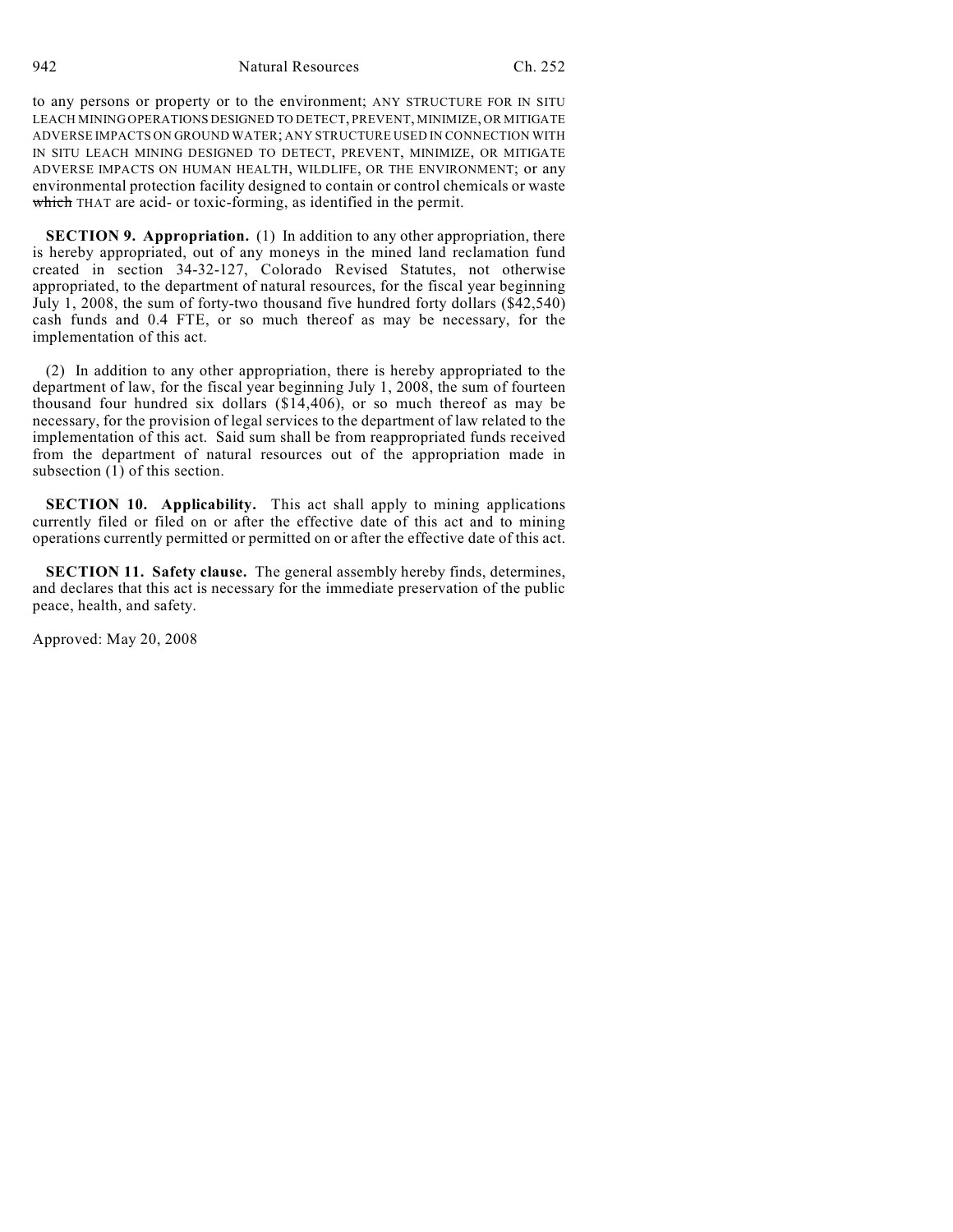to any persons or property or to the environment; ANY STRUCTURE FOR IN SITU LEACH MINING OPERATIONS DESIGNED TO DETECT, PREVENT, MINIMIZE, OR MITIGATE ADVERSE IMPACTS ON GROUND WATER; ANY STRUCTURE USED IN CONNECTION WITH IN SITU LEACH MINING DESIGNED TO DETECT, PREVENT, MINIMIZE, OR MITIGATE ADVERSE IMPACTS ON HUMAN HEALTH, WILDLIFE, OR THE ENVIRONMENT; or any environmental protection facility designed to contain or control chemicals or waste ~~which~~ THAT are acid- or toxic-forming, as identified in the permit.

**SECTION 9. Appropriation.** (1) In addition to any other appropriation, there is hereby appropriated, out of any moneys in the mined land reclamation fund created in section 34-32-127, Colorado Revised Statutes, not otherwise appropriated, to the department of natural resources, for the fiscal year beginning July 1, 2008, the sum of forty-two thousand five hundred forty dollars ($42,540) cash funds and 0.4 FTE, or so much thereof as may be necessary, for the implementation of this act.

(2) In addition to any other appropriation, there is hereby appropriated to the department of law, for the fiscal year beginning July 1, 2008, the sum of fourteen thousand four hundred six dollars ($14,406), or so much thereof as may be necessary, for the provision of legal services to the department of law related to the implementation of this act. Said sum shall be from reappropriated funds received from the department of natural resources out of the appropriation made in subsection (1) of this section.

**SECTION 10. Applicability.** This act shall apply to mining applications currently filed or filed on or after the effective date of this act and to mining operations currently permitted or permitted on or after the effective date of this act.

**SECTION 11. Safety clause.** The general assembly hereby finds, determines, and declares that this act is necessary for the immediate preservation of the public peace, health, and safety.

Approved: May 20, 2008